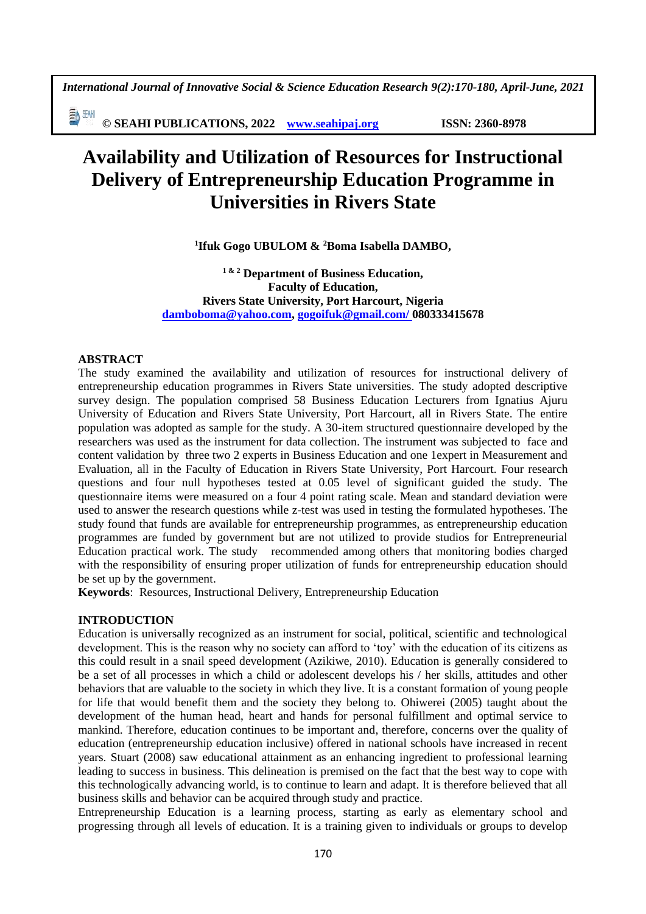# Availability and Utilization of Resources for Instructional Delivery of Entrepreneurship Education Programme in Universities in Rivers State

**[1]Ifuk Gogo UBULOM & [2]Boma Isabella DAMBO,**

**[1 & 2] Department of Business Education,**
**Faculty of Education,**
**Rivers State University, Port Harcourt, Nigeria**
**dambo boma@yahoo.com, gogoifuk@gmail.com/ 080333415678**

## ABSTRACT

The study examined the availability and utilization of resources for instructional delivery of entrepreneurship education programmes in Rivers State universities. The study adopted descriptive survey design. The population comprised 58 Business Education Lecturers from Ignatius Ajuru University of Education and Rivers State University, Port Harcourt, all in Rivers State. The entire population was adopted as sample for the study. A 30-item structured questionnaire developed by the researchers was used as the instrument for data collection. The instrument was subjected to face and content validation by three two 2 experts in Business Education and one 1expert in Measurement and Evaluation, all in the Faculty of Education in Rivers State University, Port Harcourt. Four research questions and four null hypotheses tested at 0.05 level of significant guided the study. The questionnaire items were measured on a four 4 point rating scale. Mean and standard deviation were used to answer the research questions while z-test was used in testing the formulated hypotheses. The study found that funds are available for entrepreneurship programmes, as entrepreneurship education programmes are funded by government but are not utilized to provide studios for Entrepreneurial Education practical work. The study recommended among others that monitoring bodies charged with the responsibility of ensuring proper utilization of funds for entrepreneurship education should be set up by the government.

**Keywords**: Resources, Instructional Delivery, Entrepreneurship Education

## INTRODUCTION

Education is universally recognized as an instrument for social, political, scientific and technological development. This is the reason why no society can afford to 'toy' with the education of its citizens as this could result in a snail speed development (Azikiwe, 2010). Education is generally considered to be a set of all processes in which a child or adolescent develops his / her skills, attitudes and other behaviors that are valuable to the society in which they live. It is a constant formation of young people for life that would benefit them and the society they belong to. Ohiwerei (2005) taught about the development of the human head, heart and hands for personal fulfillment and optimal service to mankind. Therefore, education continues to be important and, therefore, concerns over the quality of education (entrepreneurship education inclusive) offered in national schools have increased in recent years. Stuart (2008) saw educational attainment as an enhancing ingredient to professional learning leading to success in business. This delineation is premised on the fact that the best way to cope with this technologically advancing world, is to continue to learn and adapt. It is therefore believed that all business skills and behavior can be acquired through study and practice.

Entrepreneurship Education is a learning process, starting as early as elementary school and progressing through all levels of education. It is a training given to individuals or groups to develop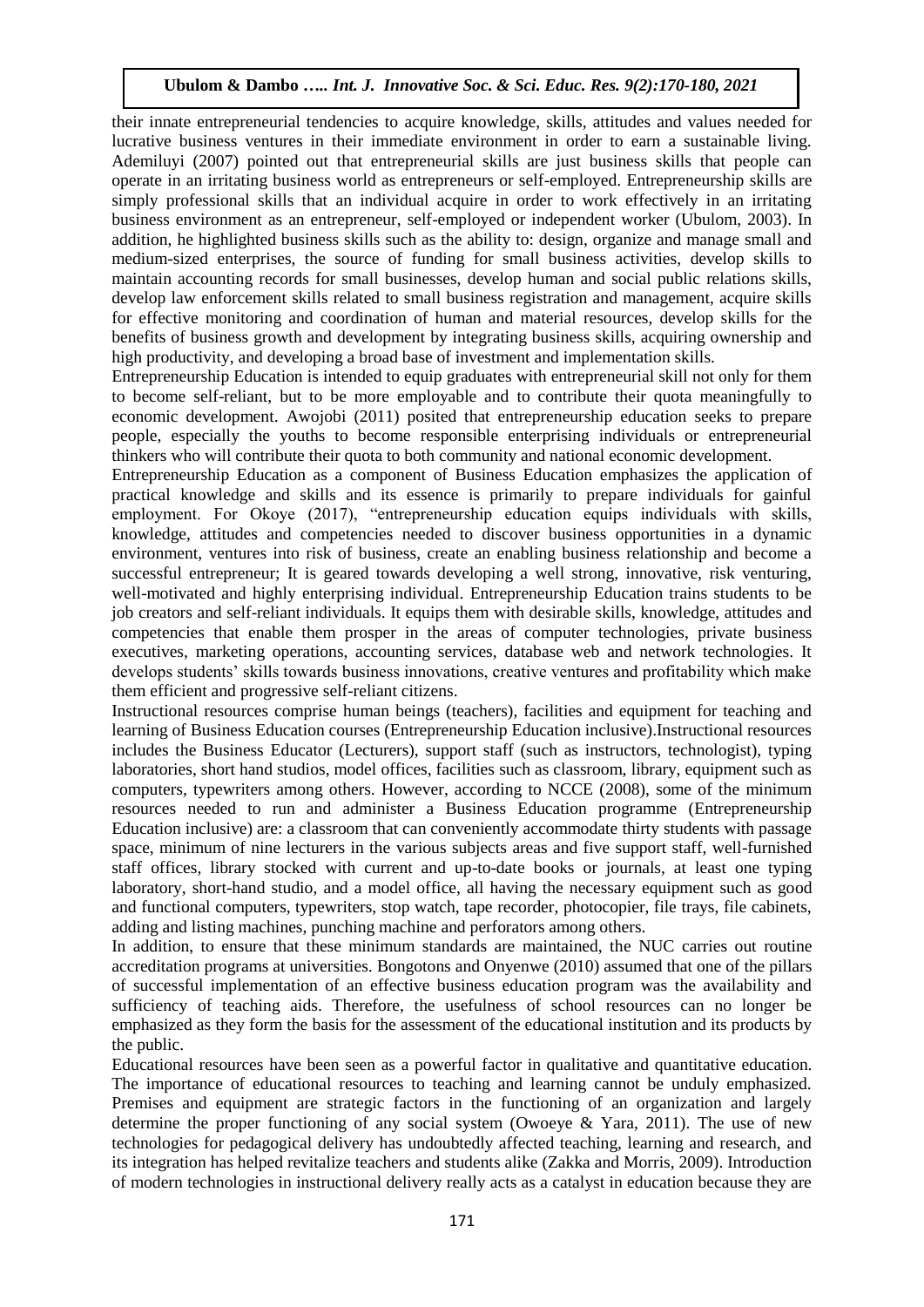their innate entrepreneurial tendencies to acquire knowledge, skills, attitudes and values needed for lucrative business ventures in their immediate environment in order to earn a sustainable living. Ademiluyi (2007) pointed out that entrepreneurial skills are just business skills that people can operate in an irritating business world as entrepreneurs or self-employed. Entrepreneurship skills are simply professional skills that an individual acquire in order to work effectively in an irritating business environment as an entrepreneur, self-employed or independent worker (Ubulom, 2003). In addition, he highlighted business skills such as the ability to: design, organize and manage small and medium-sized enterprises, the source of funding for small business activities, develop skills to maintain accounting records for small businesses, develop human and social public relations skills, develop law enforcement skills related to small business registration and management, acquire skills for effective monitoring and coordination of human and material resources, develop skills for the benefits of business growth and development by integrating business skills, acquiring ownership and high productivity, and developing a broad base of investment and implementation skills.

Entrepreneurship Education is intended to equip graduates with entrepreneurial skill not only for them to become self-reliant, but to be more employable and to contribute their quota meaningfully to economic development. Awojobi (2011) posited that entrepreneurship education seeks to prepare people, especially the youths to become responsible enterprising individuals or entrepreneurial thinkers who will contribute their quota to both community and national economic development.

Entrepreneurship Education as a component of Business Education emphasizes the application of practical knowledge and skills and its essence is primarily to prepare individuals for gainful employment. For Okoye (2017), "entrepreneurship education equips individuals with skills, knowledge, attitudes and competencies needed to discover business opportunities in a dynamic environment, ventures into risk of business, create an enabling business relationship and become a successful entrepreneur; It is geared towards developing a well strong, innovative, risk venturing, well-motivated and highly enterprising individual. Entrepreneurship Education trains students to be job creators and self-reliant individuals. It equips them with desirable skills, knowledge, attitudes and competencies that enable them prosper in the areas of computer technologies, private business executives, marketing operations, accounting services, database web and network technologies. It develops students' skills towards business innovations, creative ventures and profitability which make them efficient and progressive self-reliant citizens.

Instructional resources comprise human beings (teachers), facilities and equipment for teaching and learning of Business Education courses (Entrepreneurship Education inclusive).Instructional resources includes the Business Educator (Lecturers), support staff (such as instructors, technologist), typing laboratories, short hand studios, model offices, facilities such as classroom, library, equipment such as computers, typewriters among others. However, according to NCCE (2008), some of the minimum resources needed to run and administer a Business Education programme (Entrepreneurship Education inclusive) are: a classroom that can conveniently accommodate thirty students with passage space, minimum of nine lecturers in the various subjects areas and five support staff, well-furnished staff offices, library stocked with current and up-to-date books or journals, at least one typing laboratory, short-hand studio, and a model office, all having the necessary equipment such as good and functional computers, typewriters, stop watch, tape recorder, photocopier, file trays, file cabinets, adding and listing machines, punching machine and perforators among others.

In addition, to ensure that these minimum standards are maintained, the NUC carries out routine accreditation programs at universities. Bongotons and Onyenwe (2010) assumed that one of the pillars of successful implementation of an effective business education program was the availability and sufficiency of teaching aids. Therefore, the usefulness of school resources can no longer be emphasized as they form the basis for the assessment of the educational institution and its products by the public.

Educational resources have been seen as a powerful factor in qualitative and quantitative education. The importance of educational resources to teaching and learning cannot be unduly emphasized. Premises and equipment are strategic factors in the functioning of an organization and largely determine the proper functioning of any social system (Owoeye & Yara, 2011). The use of new technologies for pedagogical delivery has undoubtedly affected teaching, learning and research, and its integration has helped revitalize teachers and students alike (Zakka and Morris, 2009). Introduction of modern technologies in instructional delivery really acts as a catalyst in education because they are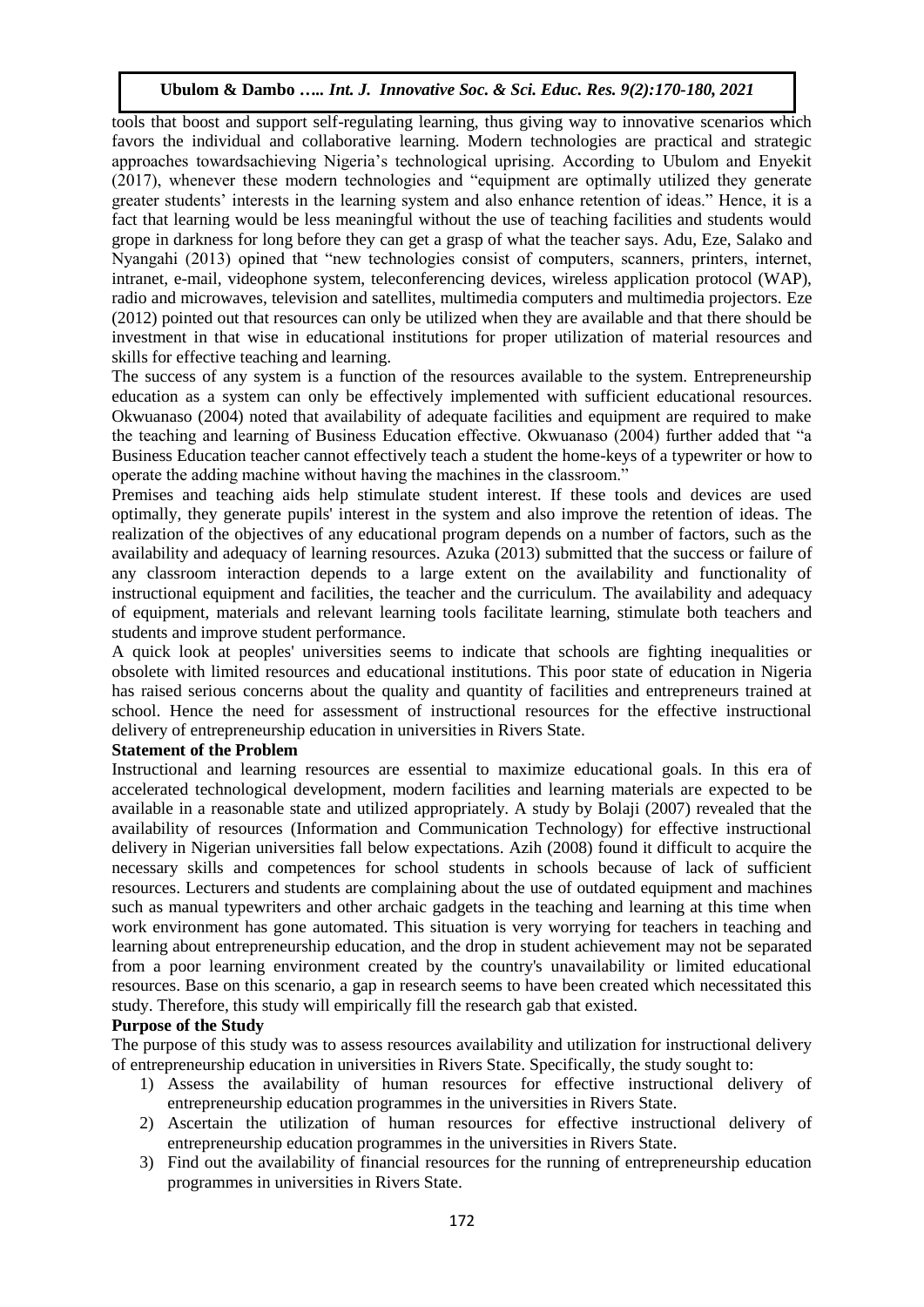tools that boost and support self-regulating learning, thus giving way to innovative scenarios which favors the individual and collaborative learning. Modern technologies are practical and strategic approaches towardsachieving Nigeria's technological uprising. According to Ubulom and Enyekit (2017), whenever these modern technologies and "equipment are optimally utilized they generate greater students' interests in the learning system and also enhance retention of ideas." Hence, it is a fact that learning would be less meaningful without the use of teaching facilities and students would grope in darkness for long before they can get a grasp of what the teacher says. Adu, Eze, Salako and Nyangahi (2013) opined that "new technologies consist of computers, scanners, printers, internet, intranet, e-mail, videophone system, teleconferencing devices, wireless application protocol (WAP), radio and microwaves, television and satellites, multimedia computers and multimedia projectors. Eze (2012) pointed out that resources can only be utilized when they are available and that there should be investment in that wise in educational institutions for proper utilization of material resources and skills for effective teaching and learning.

The success of any system is a function of the resources available to the system. Entrepreneurship education as a system can only be effectively implemented with sufficient educational resources. Okwuanaso (2004) noted that availability of adequate facilities and equipment are required to make the teaching and learning of Business Education effective. Okwuanaso (2004) further added that "a Business Education teacher cannot effectively teach a student the home-keys of a typewriter or how to operate the adding machine without having the machines in the classroom."

Premises and teaching aids help stimulate student interest. If these tools and devices are used optimally, they generate pupils' interest in the system and also improve the retention of ideas. The realization of the objectives of any educational program depends on a number of factors, such as the availability and adequacy of learning resources. Azuka (2013) submitted that the success or failure of any classroom interaction depends to a large extent on the availability and functionality of instructional equipment and facilities, the teacher and the curriculum. The availability and adequacy of equipment, materials and relevant learning tools facilitate learning, stimulate both teachers and students and improve student performance.

A quick look at peoples' universities seems to indicate that schools are fighting inequalities or obsolete with limited resources and educational institutions. This poor state of education in Nigeria has raised serious concerns about the quality and quantity of facilities and entrepreneurs trained at school. Hence the need for assessment of instructional resources for the effective instructional delivery of entrepreneurship education in universities in Rivers State.

**Statement of the Problem**

Instructional and learning resources are essential to maximize educational goals. In this era of accelerated technological development, modern facilities and learning materials are expected to be available in a reasonable state and utilized appropriately. A study by Bolaji (2007) revealed that the availability of resources (Information and Communication Technology) for effective instructional delivery in Nigerian universities fall below expectations. Azih (2008) found it difficult to acquire the necessary skills and competences for school students in schools because of lack of sufficient resources. Lecturers and students are complaining about the use of outdated equipment and machines such as manual typewriters and other archaic gadgets in the teaching and learning at this time when work environment has gone automated. This situation is very worrying for teachers in teaching and learning about entrepreneurship education, and the drop in student achievement may not be separated from a poor learning environment created by the country's unavailability or limited educational resources. Base on this scenario, a gap in research seems to have been created which necessitated this study. Therefore, this study will empirically fill the research gab that existed.

**Purpose of the Study**

The purpose of this study was to assess resources availability and utilization for instructional delivery of entrepreneurship education in universities in Rivers State. Specifically, the study sought to:

1) Assess the availability of human resources for effective instructional delivery of entrepreneurship education programmes in the universities in Rivers State.
2) Ascertain the utilization of human resources for effective instructional delivery of entrepreneurship education programmes in the universities in Rivers State.
3) Find out the availability of financial resources for the running of entrepreneurship education programmes in universities in Rivers State.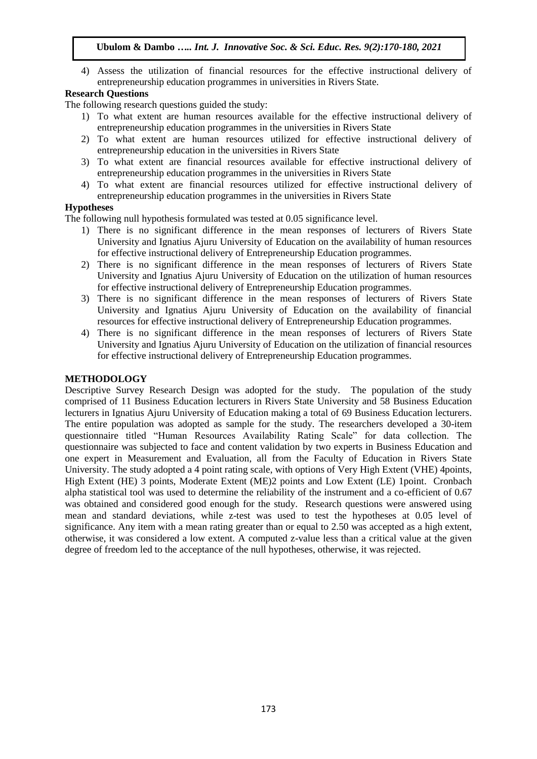4) Assess the utilization of financial resources for the effective instructional delivery of entrepreneurship education programmes in universities in Rivers State.

**Research Questions**

The following research questions guided the study:

1) To what extent are human resources available for the effective instructional delivery of entrepreneurship education programmes in the universities in Rivers State
2) To what extent are human resources utilized for effective instructional delivery of entrepreneurship education in the universities in Rivers State
3) To what extent are financial resources available for effective instructional delivery of entrepreneurship education programmes in the universities in Rivers State
4) To what extent are financial resources utilized for effective instructional delivery of entrepreneurship education programmes in the universities in Rivers State

**Hypotheses**

The following null hypothesis formulated was tested at 0.05 significance level.

1) There is no significant difference in the mean responses of lecturers of Rivers State University and Ignatius Ajuru University of Education on the availability of human resources for effective instructional delivery of Entrepreneurship Education programmes.
2) There is no significant difference in the mean responses of lecturers of Rivers State University and Ignatius Ajuru University of Education on the utilization of human resources for effective instructional delivery of Entrepreneurship Education programmes.
3) There is no significant difference in the mean responses of lecturers of Rivers State University and Ignatius Ajuru University of Education on the availability of financial resources for effective instructional delivery of Entrepreneurship Education programmes.
4) There is no significant difference in the mean responses of lecturers of Rivers State University and Ignatius Ajuru University of Education on the utilization of financial resources for effective instructional delivery of Entrepreneurship Education programmes.

## METHODOLOGY

Descriptive Survey Research Design was adopted for the study. The population of the study comprised of 11 Business Education lecturers in Rivers State University and 58 Business Education lecturers in Ignatius Ajuru University of Education making a total of 69 Business Education lecturers. The entire population was adopted as sample for the study. The researchers developed a 30-item questionnaire titled "Human Resources Availability Rating Scale" for data collection. The questionnaire was subjected to face and content validation by two experts in Business Education and one expert in Measurement and Evaluation, all from the Faculty of Education in Rivers State University. The study adopted a 4 point rating scale, with options of Very High Extent (VHE) 4points, High Extent (HE) 3 points, Moderate Extent (ME)2 points and Low Extent (LE) 1point. Cronbach alpha statistical tool was used to determine the reliability of the instrument and a co-efficient of 0.67 was obtained and considered good enough for the study. Research questions were answered using mean and standard deviations, while z-test was used to test the hypotheses at 0.05 level of significance. Any item with a mean rating greater than or equal to 2.50 was accepted as a high extent, otherwise, it was considered a low extent. A computed z-value less than a critical value at the given degree of freedom led to the acceptance of the null hypotheses, otherwise, it was rejected.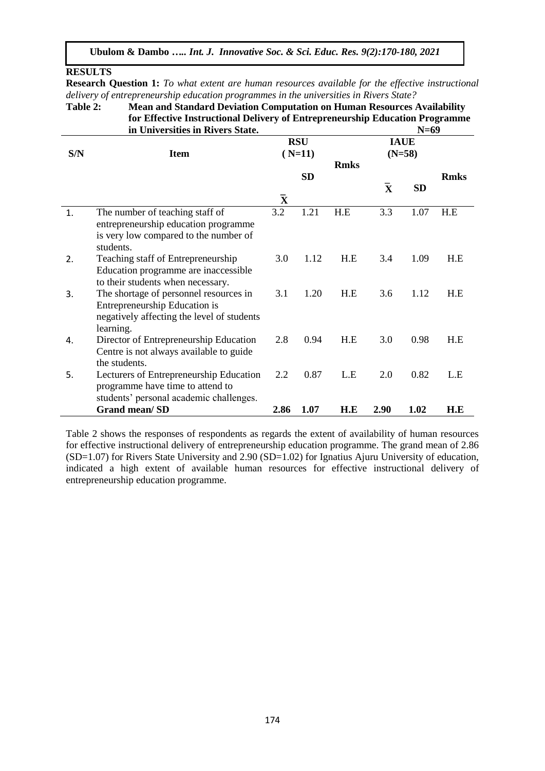**RESULTS**

**Research Question 1:** *To what extent are human resources available for the effective instructional delivery of entrepreneurship education programmes in the universities in Rivers State?*

**Table 2: Mean and Standard Deviation Computation on Human Resources Availability for Effective Instructional Delivery of Entrepreneurship Education Programme in Universities in Rivers State.** **N=69**

| S/N | Item | RSU (N=11) | | Rmks | IAUE (N=58) | | Rmks |
|---|---|---|---|---|---|---|---|
| | | $\bar{X}$ | SD | | $\bar{X}$ | SD | |
| 1. | The number of teaching staff of entrepreneurship education programme is very low compared to the number of students. | 3.2 | 1.21 | H.E | 3.3 | 1.07 | H.E |
| 2. | Teaching staff of Entrepreneurship Education programme are inaccessible to their students when necessary. | 3.0 | 1.12 | H.E | 3.4 | 1.09 | H.E |
| 3. | The shortage of personnel resources in Entrepreneurship Education is negatively affecting the level of students learning. | 3.1 | 1.20 | H.E | 3.6 | 1.12 | H.E |
| 4. | Director of Entrepreneurship Education Centre is not always available to guide the students. | 2.8 | 0.94 | H.E | 3.0 | 0.98 | H.E |
| 5. | Lecturers of Entrepreneurship Education programme have time to attend to students' personal academic challenges. | 2.2 | 0.87 | L.E | 2.0 | 0.82 | L.E |
| | **Grand mean/ SD** | **2.86** | **1.07** | **H.E** | **2.90** | **1.02** | **H.E** |

Table 2 shows the responses of respondents as regards the extent of availability of human resources for effective instructional delivery of entrepreneurship education programme. The grand mean of 2.86 (SD=1.07) for Rivers State University and 2.90 (SD=1.02) for Ignatius Ajuru University of education, indicated a high extent of available human resources for effective instructional delivery of entrepreneurship education programme.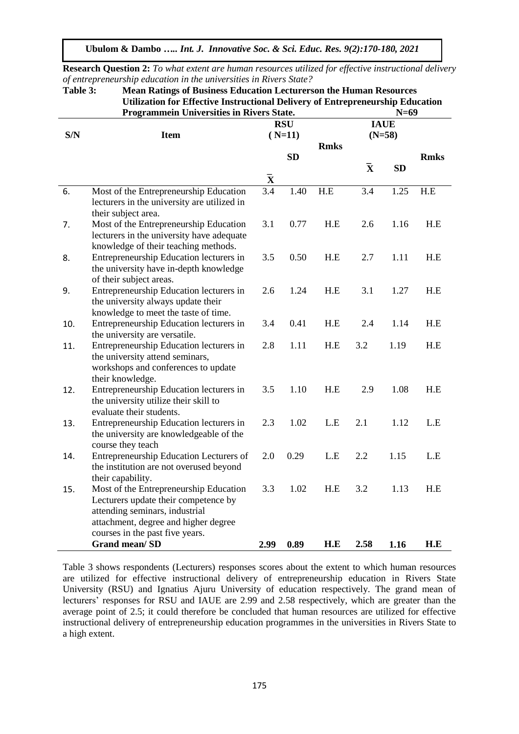**Research Question 2:** *To what extent are human resources utilized for effective instructional delivery of entrepreneurship education in the universities in Rivers State?*

**Table 3: Mean Ratings of Business Education Lecturerson the Human Resources Utilization for Effective Instructional Delivery of Entrepreneurship Education Programmein Universities in Rivers State.** N=69

| S/N | Item | RSU ( N=11) | | | IAUE (N=58) | | |
|---|---|---|---|---|---|---|---|
| | | $\bar{X}$ | SD | Rmks | $\bar{X}$ | SD | Rmks |
| 6. | Most of the Entrepreneurship Education lecturers in the university are utilized in their subject area. | 3.4 | 1.40 | H.E | 3.4 | 1.25 | H.E |
| 7. | Most of the Entrepreneurship Education lecturers in the university have adequate knowledge of their teaching methods. | 3.1 | 0.77 | H.E | 2.6 | 1.16 | H.E |
| 8. | Entrepreneurship Education lecturers in the university have in-depth knowledge of their subject areas. | 3.5 | 0.50 | H.E | 2.7 | 1.11 | H.E |
| 9. | Entrepreneurship Education lecturers in the university always update their knowledge to meet the taste of time. | 2.6 | 1.24 | H.E | 3.1 | 1.27 | H.E |
| 10. | Entrepreneurship Education lecturers in the university are versatile. | 3.4 | 0.41 | H.E | 2.4 | 1.14 | H.E |
| 11. | Entrepreneurship Education lecturers in the university attend seminars, workshops and conferences to update their knowledge. | 2.8 | 1.11 | H.E | 3.2 | 1.19 | H.E |
| 12. | Entrepreneurship Education lecturers in the university utilize their skill to evaluate their students. | 3.5 | 1.10 | H.E | 2.9 | 1.08 | H.E |
| 13. | Entrepreneurship Education lecturers in the university are knowledgeable of the course they teach | 2.3 | 1.02 | L.E | 2.1 | 1.12 | L.E |
| 14. | Entrepreneurship Education Lecturers of the institution are not overused beyond their capability. | 2.0 | 0.29 | L.E | 2.2 | 1.15 | L.E |
| 15. | Most of the Entrepreneurship Education Lecturers update their competence by attending seminars, industrial attachment, degree and higher degree courses in the past five years. | 3.3 | 1.02 | H.E | 3.2 | 1.13 | H.E |
| | **Grand mean/ SD** | **2.99** | **0.89** | **H.E** | **2.58** | **1.16** | **H.E** |

Table 3 shows respondents (Lecturers) responses scores about the extent to which human resources are utilized for effective instructional delivery of entrepreneurship education in Rivers State University (RSU) and Ignatius Ajuru University of education respectively. The grand mean of lecturers' responses for RSU and IAUE are 2.99 and 2.58 respectively, which are greater than the average point of 2.5; it could therefore be concluded that human resources are utilized for effective instructional delivery of entrepreneurship education programmes in the universities in Rivers State to a high extent.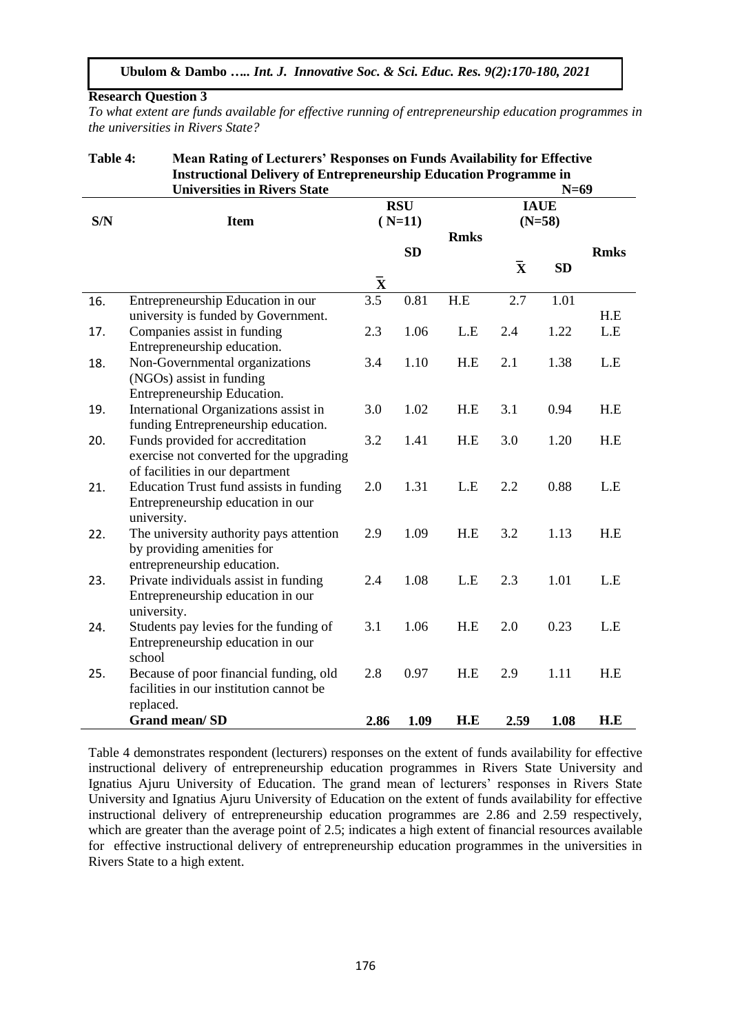**Research Question 3**

*To what extent are funds available for effective running of entrepreneurship education programmes in the universities in Rivers State?*

**Table 4: Mean Rating of Lecturers' Responses on Funds Availability for Effective Instructional Delivery of Entrepreneurship Education Programme in Universities in Rivers State** **N=69**

| S/N | Item | RSU (N=11) | | | IAUE (N=58) | | |
|---|---|---|---|---|---|---|---|
| | | $\bar{X}$ | SD | Rmks | $\bar{X}$ | SD | Rmks |
| 16. | Entrepreneurship Education in our university is funded by Government. | 3.5 | 0.81 | H.E | 2.7 | 1.01 | H.E |
| 17. | Companies assist in funding Entrepreneurship education. | 2.3 | 1.06 | L.E | 2.4 | 1.22 | L.E |
| 18. | Non-Governmental organizations (NGOs) assist in funding Entrepreneurship Education. | 3.4 | 1.10 | H.E | 2.1 | 1.38 | L.E |
| 19. | International Organizations assist in funding Entrepreneurship education. | 3.0 | 1.02 | H.E | 3.1 | 0.94 | H.E |
| 20. | Funds provided for accreditation exercise not converted for the upgrading of facilities in our department | 3.2 | 1.41 | H.E | 3.0 | 1.20 | H.E |
| 21. | Education Trust fund assists in funding Entrepreneurship education in our university. | 2.0 | 1.31 | L.E | 2.2 | 0.88 | L.E |
| 22. | The university authority pays attention by providing amenities for entrepreneurship education. | 2.9 | 1.09 | H.E | 3.2 | 1.13 | H.E |
| 23. | Private individuals assist in funding Entrepreneurship education in our university. | 2.4 | 1.08 | L.E | 2.3 | 1.01 | L.E |
| 24. | Students pay levies for the funding of Entrepreneurship education in our school | 3.1 | 1.06 | H.E | 2.0 | 0.23 | L.E |
| 25. | Because of poor financial funding, old facilities in our institution cannot be replaced. | 2.8 | 0.97 | H.E | 2.9 | 1.11 | H.E |
| | **Grand mean/ SD** | **2.86** | **1.09** | **H.E** | **2.59** | **1.08** | **H.E** |

Table 4 demonstrates respondent (lecturers) responses on the extent of funds availability for effective instructional delivery of entrepreneurship education programmes in Rivers State University and Ignatius Ajuru University of Education. The grand mean of lecturers' responses in Rivers State University and Ignatius Ajuru University of Education on the extent of funds availability for effective instructional delivery of entrepreneurship education programmes are 2.86 and 2.59 respectively, which are greater than the average point of 2.5; indicates a high extent of financial resources available for effective instructional delivery of entrepreneurship education programmes in the universities in Rivers State to a high extent.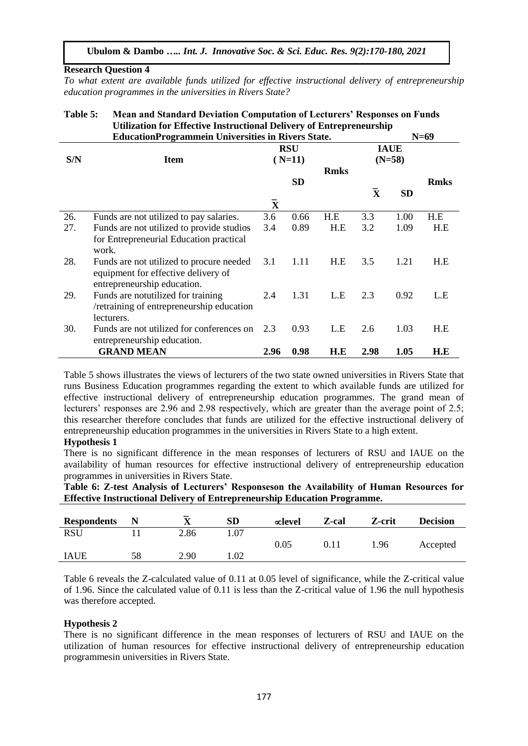**Research Question 4**

*To what extent are available funds utilized for effective instructional delivery of entrepreneurship education programmes in the universities in Rivers State?*

**Table 5: Mean and Standard Deviation Computation of Lecturers' Responses on Funds Utilization for Effective Instructional Delivery of Entrepreneurship EducationProgrammein Universities in Rivers State. N=69**

| S/N | Item | RSU (N=11) | | | IAUE (N=58) | | |
|---|---|---|---|---|---|---|---|
| | | $\bar{X}$ | SD | Rmks | $\bar{X}$ | SD | Rmks |
| 26. | Funds are not utilized to pay salaries. | 3.6 | 0.66 | H.E | 3.3 | 1.00 | H.E |
| 27. | Funds are not utilized to provide studios for Entrepreneurial Education practical work. | 3.4 | 0.89 | H.E | 3.2 | 1.09 | H.E |
| 28. | Funds are not utilized to procure needed equipment for effective delivery of entrepreneurship education. | 3.1 | 1.11 | H.E | 3.5 | 1.21 | H.E |
| 29. | Funds are notutilized for training /retraining of entrepreneurship education lecturers. | 2.4 | 1.31 | L.E | 2.3 | 0.92 | L.E |
| 30. | Funds are not utilized for conferences on entrepreneurship education. | 2.3 | 0.93 | L.E | 2.6 | 1.03 | H.E |
| | **GRAND MEAN** | **2.96** | **0.98** | **H.E** | **2.98** | **1.05** | **H.E** |

Table 5 shows illustrates the views of lecturers of the two state owned universities in Rivers State that runs Business Education programmes regarding the extent to which available funds are utilized for effective instructional delivery of entrepreneurship education programmes. The grand mean of lecturers' responses are 2.96 and 2.98 respectively, which are greater than the average point of 2.5; this researcher therefore concludes that funds are utilized for the effective instructional delivery of entrepreneurship education programmes in the universities in Rivers State to a high extent.

**Hypothesis 1**

There is no significant difference in the mean responses of lecturers of RSU and IAUE on the availability of human resources for effective instructional delivery of entrepreneurship education programmes in universities in Rivers State.

**Table 6: Z-test Analysis of Lecturers' Responseson the Availability of Human Resources for Effective Instructional Delivery of Entrepreneurship Education Programme.**

| Respondents | N | $\bar{X}$ | SD | $\propto$level | Z-cal | Z-crit | Decision |
|---|---|---|---|---|---|---|---|
| RSU | 11 | 2.86 | 1.07 | 0.05 | 0.11 | 1.96 | Accepted |
| IAUE | 58 | 2.90 | 1.02 | | | | |

Table 6 reveals the Z-calculated value of 0.11 at 0.05 level of significance, while the Z-critical value of 1.96. Since the calculated value of 0.11 is less than the Z-critical value of 1.96 the null hypothesis was therefore accepted.

**Hypothesis 2**

There is no significant difference in the mean responses of lecturers of RSU and IAUE on the utilization of human resources for effective instructional delivery of entrepreneurship education programmesin universities in Rivers State.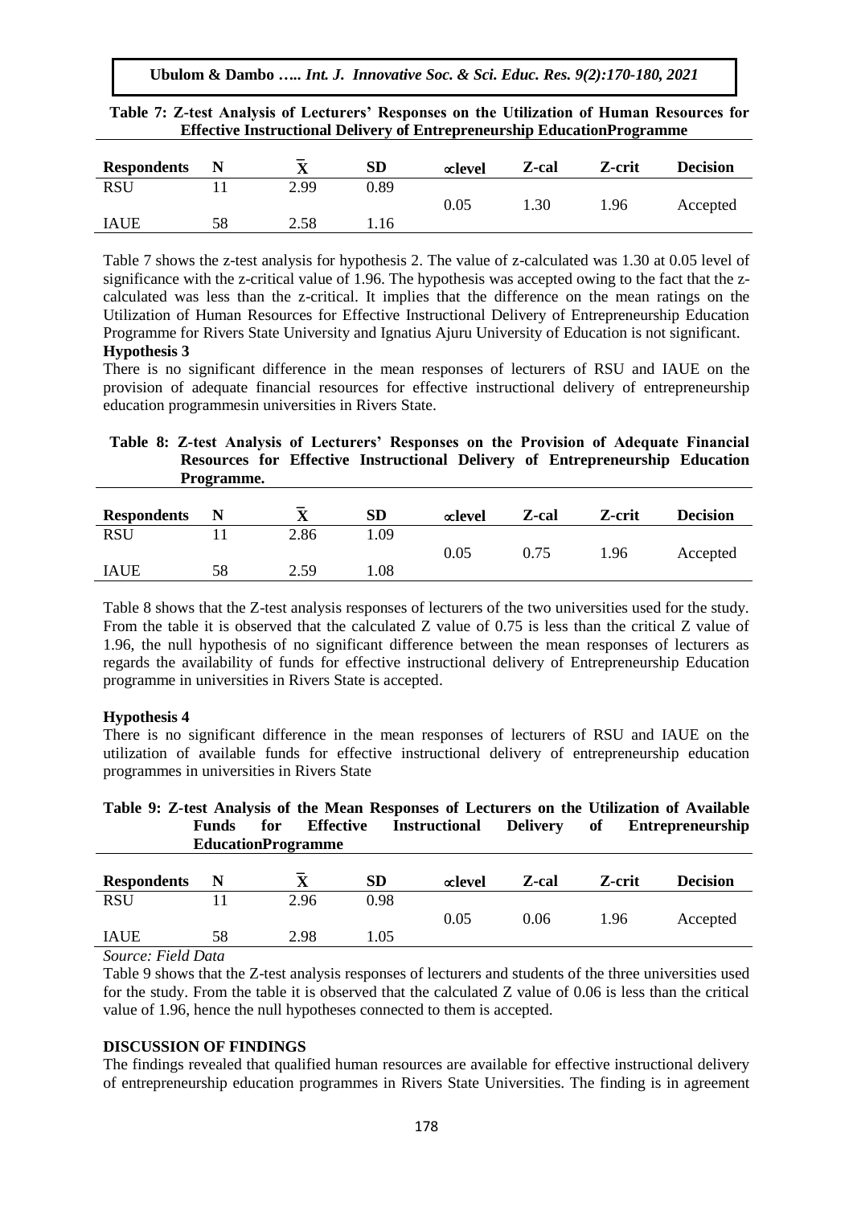**Table 7: Z-test Analysis of Lecturers' Responses on the Utilization of Human Resources for Effective Instructional Delivery of Entrepreneurship EducationProgramme**

| Respondents | N | $\bar{X}$ | SD | ∝level | Z-cal | Z-crit | Decision |
|---|---|---|---|---|---|---|---|
| RSU | 11 | 2.99 | 0.89 | 0.05 | 1.30 | 1.96 | Accepted |
| IAUE | 58 | 2.58 | 1.16 | | | | |

Table 7 shows the z-test analysis for hypothesis 2. The value of z-calculated was 1.30 at 0.05 level of significance with the z-critical value of 1.96. The hypothesis was accepted owing to the fact that the z-calculated was less than the z-critical. It implies that the difference on the mean ratings on the Utilization of Human Resources for Effective Instructional Delivery of Entrepreneurship Education Programme for Rivers State University and Ignatius Ajuru University of Education is not significant.

**Hypothesis 3**

There is no significant difference in the mean responses of lecturers of RSU and IAUE on the provision of adequate financial resources for effective instructional delivery of entrepreneurship education programmesin universities in Rivers State.

**Table 8: Z-test Analysis of Lecturers' Responses on the Provision of Adequate Financial Resources for Effective Instructional Delivery of Entrepreneurship Education Programme.**

| Respondents | N | $\bar{X}$ | SD | ∝level | Z-cal | Z-crit | Decision |
|---|---|---|---|---|---|---|---|
| RSU | 11 | 2.86 | 1.09 | 0.05 | 0.75 | 1.96 | Accepted |
| IAUE | 58 | 2.59 | 1.08 | | | | |

Table 8 shows that the Z-test analysis responses of lecturers of the two universities used for the study. From the table it is observed that the calculated Z value of 0.75 is less than the critical Z value of 1.96, the null hypothesis of no significant difference between the mean responses of lecturers as regards the availability of funds for effective instructional delivery of Entrepreneurship Education programme in universities in Rivers State is accepted.

**Hypothesis 4**

There is no significant difference in the mean responses of lecturers of RSU and IAUE on the utilization of available funds for effective instructional delivery of entrepreneurship education programmes in universities in Rivers State

**Table 9: Z-test Analysis of the Mean Responses of Lecturers on the Utilization of Available Funds for Effective Instructional Delivery of Entrepreneurship EducationProgramme**

| Respondents | N | $\bar{X}$ | SD | ∝level | Z-cal | Z-crit | Decision |
|---|---|---|---|---|---|---|---|
| RSU | 11 | 2.96 | 0.98 | 0.05 | 0.06 | 1.96 | Accepted |
| IAUE | 58 | 2.98 | 1.05 | | | | |

*Source: Field Data*

Table 9 shows that the Z-test analysis responses of lecturers and students of the three universities used for the study. From the table it is observed that the calculated Z value of 0.06 is less than the critical value of 1.96, hence the null hypotheses connected to them is accepted.

## DISCUSSION OF FINDINGS

The findings revealed that qualified human resources are available for effective instructional delivery of entrepreneurship education programmes in Rivers State Universities. The finding is in agreement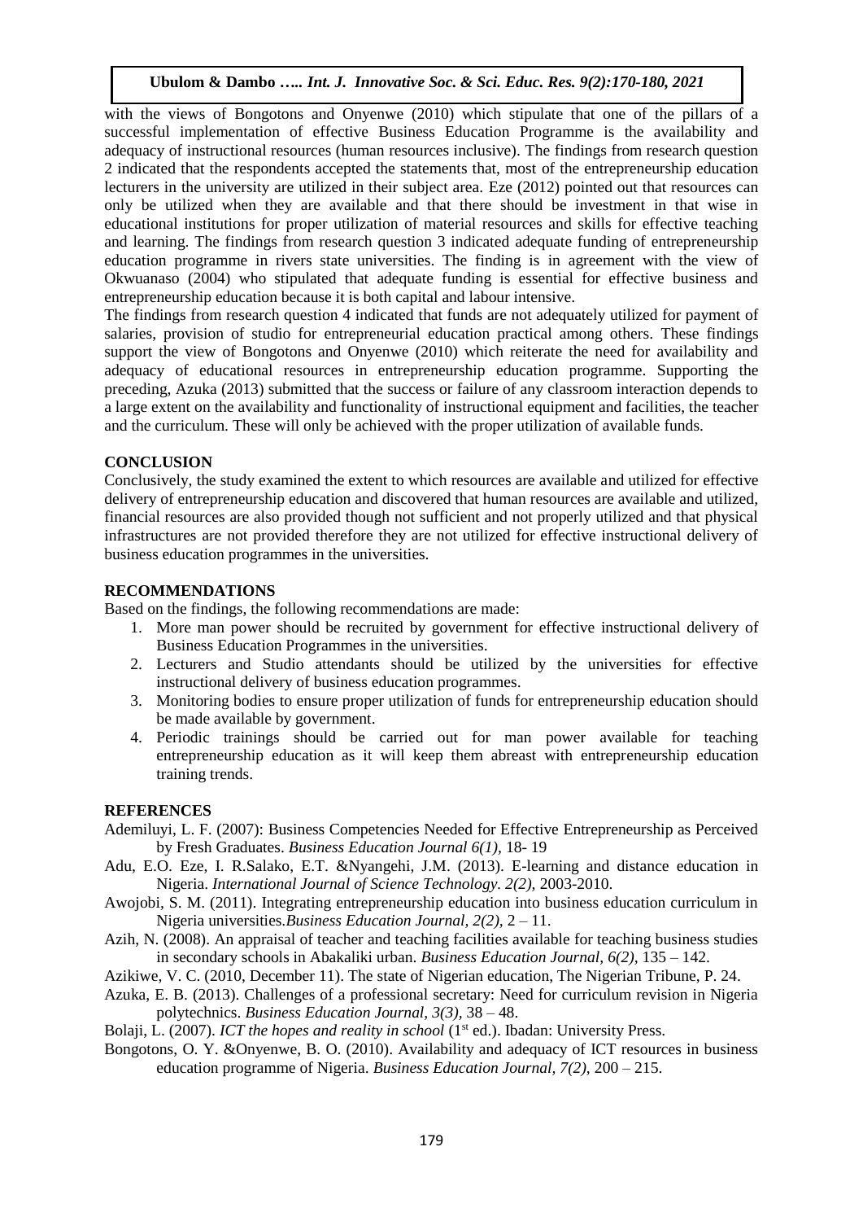with the views of Bongotons and Onyenwe (2010) which stipulate that one of the pillars of a successful implementation of effective Business Education Programme is the availability and adequacy of instructional resources (human resources inclusive). The findings from research question 2 indicated that the respondents accepted the statements that, most of the entrepreneurship education lecturers in the university are utilized in their subject area. Eze (2012) pointed out that resources can only be utilized when they are available and that there should be investment in that wise in educational institutions for proper utilization of material resources and skills for effective teaching and learning. The findings from research question 3 indicated adequate funding of entrepreneurship education programme in rivers state universities. The finding is in agreement with the view of Okwuanaso (2004) who stipulated that adequate funding is essential for effective business and entrepreneurship education because it is both capital and labour intensive.

The findings from research question 4 indicated that funds are not adequately utilized for payment of salaries, provision of studio for entrepreneurial education practical among others. These findings support the view of Bongotons and Onyenwe (2010) which reiterate the need for availability and adequacy of educational resources in entrepreneurship education programme. Supporting the preceding, Azuka (2013) submitted that the success or failure of any classroom interaction depends to a large extent on the availability and functionality of instructional equipment and facilities, the teacher and the curriculum. These will only be achieved with the proper utilization of available funds.

## CONCLUSION

Conclusively, the study examined the extent to which resources are available and utilized for effective delivery of entrepreneurship education and discovered that human resources are available and utilized, financial resources are also provided though not sufficient and not properly utilized and that physical infrastructures are not provided therefore they are not utilized for effective instructional delivery of business education programmes in the universities.

## RECOMMENDATIONS

Based on the findings, the following recommendations are made:

1. More man power should be recruited by government for effective instructional delivery of Business Education Programmes in the universities.
2. Lecturers and Studio attendants should be utilized by the universities for effective instructional delivery of business education programmes.
3. Monitoring bodies to ensure proper utilization of funds for entrepreneurship education should be made available by government.
4. Periodic trainings should be carried out for man power available for teaching entrepreneurship education as it will keep them abreast with entrepreneurship education training trends.

## REFERENCES

Ademiluyi, L. F. (2007): Business Competencies Needed for Effective Entrepreneurship as Perceived by Fresh Graduates. *Business Education Journal 6(1)*, 18- 19

Adu, E.O. Eze, I. R.Salako, E.T. &Nyangehi, J.M. (2013). E-learning and distance education in Nigeria. *International Journal of Science Technology. 2(2),* 2003-2010.

Awojobi, S. M. (2011). Integrating entrepreneurship education into business education curriculum in Nigeria universities.*Business Education Journal, 2(2),* 2 – 11.

Azih, N. (2008). An appraisal of teacher and teaching facilities available for teaching business studies in secondary schools in Abakaliki urban. *Business Education Journal, 6(2),* 135 – 142.

Azikiwe, V. C. (2010, December 11). The state of Nigerian education, The Nigerian Tribune, P. 24.

Azuka, E. B. (2013). Challenges of a professional secretary: Need for curriculum revision in Nigeria polytechnics. *Business Education Journal, 3(3),* 38 – 48.

Bolaji, L. (2007). *ICT the hopes and reality in school* (1st ed.). Ibadan: University Press.

Bongotons, O. Y. &Onyenwe, B. O. (2010). Availability and adequacy of ICT resources in business education programme of Nigeria. *Business Education Journal, 7(2),* 200 – 215.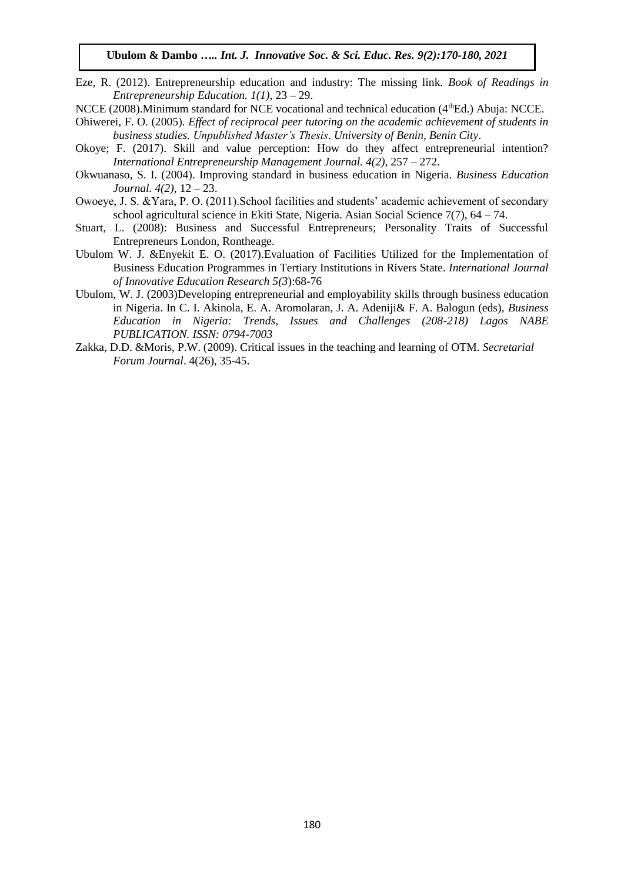Eze, R. (2012). Entrepreneurship education and industry: The missing link. *Book of Readings in Entrepreneurship Education. 1(1)*, 23 – 29.

NCCE (2008).Minimum standard for NCE vocational and technical education (4thEd.) Abuja: NCCE.

Ohiwerei, F. O. (2005). *Effect of reciprocal peer tutoring on the academic achievement of students in business studies. Unpublished Master's Thesis*. *University of Benin, Benin City*.

Okoye; F. (2017). Skill and value perception: How do they affect entrepreneurial intention? *International Entrepreneurship Management Journal. 4(2)*, 257 – 272.

Okwuanaso, S. I. (2004). Improving standard in business education in Nigeria. *Business Education Journal. 4(2)*, 12 – 23.

Owoeye, J. S. &Yara, P. O. (2011).School facilities and students' academic achievement of secondary school agricultural science in Ekiti State, Nigeria. Asian Social Science 7(7), 64 – 74.

Stuart, L. (2008): Business and Successful Entrepreneurs; Personality Traits of Successful Entrepreneurs London, Rontheage.

Ubulom W. J. &Enyekit E. O. (2017).Evaluation of Facilities Utilized for the Implementation of Business Education Programmes in Tertiary Institutions in Rivers State. *International Journal of Innovative Education Research 5(3*):68-76

Ubulom, W. J. (2003)Developing entrepreneurial and employability skills through business education in Nigeria. In C. I. Akinola, E. A. Aromolaran, J. A. Adeniji& F. A. Balogun (eds), *Business Education in Nigeria: Trends, Issues and Challenges (208-218) Lagos NABE PUBLICATION. ISSN: 0794-7003*

Zakka, D.D. &Moris, P.W. (2009). Critical issues in the teaching and learning of OTM. *Secretarial Forum Journal*. 4(26), 35-45.